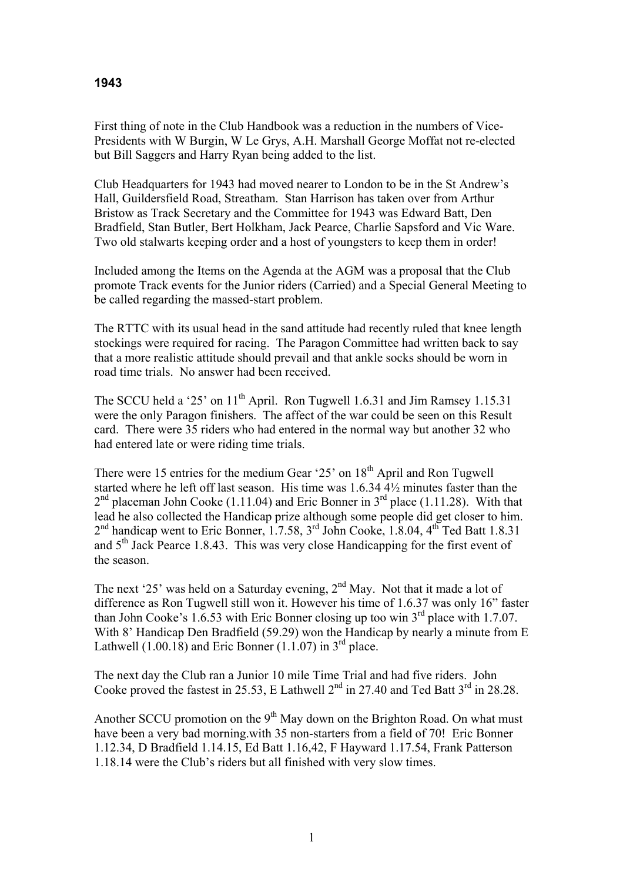# 1943

First thing of note in the Club Handbook was a reduction in the numbers of Vice-Presidents with W Burgin, W Le Grys, A.H. Marshall George Moffat not re-elected but Bill Saggers and Harry Ryan being added to the list.

Club Headquarters for 1943 had moved nearer to London to be in the St Andrew's Hall, Guildersfield Road, Streatham. Stan Harrison has taken over from Arthur Bristow as Track Secretary and the Committee for 1943 was Edward Batt, Den Bradfield, Stan Butler, Bert Holkham, Jack Pearce, Charlie Sapsford and Vic Ware. Two old stalwarts keeping order and a host of youngsters to keep them in order!

Included among the Items on the Agenda at the AGM was a proposal that the Club promote Track events for the Junior riders (Carried) and a Special General Meeting to be called regarding the massed-start problem.

The RTTC with its usual head in the sand attitude had recently ruled that knee length stockings were required for racing. The Paragon Committee had written back to say that a more realistic attitude should prevail and that ankle socks should be worn in road time trials. No answer had been received.

The SCCU held a '25' on 11th April. Ron Tugwell 1.6.31 and Jim Ramsey 1.15.31 were the only Paragon finishers. The affect of the war could be seen on this Result card. There were 35 riders who had entered in the normal way but another 32 who had entered late or were riding time trials.

There were 15 entries for the medium Gear '25' on 18th April and Ron Tugwell started where he left off last season. His time was 1.6.34 4½ minutes faster than the 2nd placeman John Cooke (1.11.04) and Eric Bonner in 3rd place (1.11.28). With that lead he also collected the Handicap prize although some people did get closer to him. 2nd handicap went to Eric Bonner, 1.7.58, 3rd John Cooke, 1.8.04, 4th Ted Batt 1.8.31 and 5th Jack Pearce 1.8.43. This was very close Handicapping for the first event of the season.

The next '25' was held on a Saturday evening, 2nd May. Not that it made a lot of difference as Ron Tugwell still won it. However his time of 1.6.37 was only 16" faster than John Cooke's 1.6.53 with Eric Bonner closing up too win 3rd place with 1.7.07. With 8' Handicap Den Bradfield (59.29) won the Handicap by nearly a minute from E Lathwell (1.00.18) and Eric Bonner (1.1.07) in 3rd place.

The next day the Club ran a Junior 10 mile Time Trial and had five riders. John Cooke proved the fastest in 25.53, E Lathwell 2nd in 27.40 and Ted Batt 3rd in 28.28.

Another SCCU promotion on the 9th May down on the Brighton Road. On what must have been a very bad morning.with 35 non-starters from a field of 70! Eric Bonner 1.12.34, D Bradfield 1.14.15, Ed Batt 1.16,42, F Hayward 1.17.54, Frank Patterson 1.18.14 were the Club's riders but all finished with very slow times.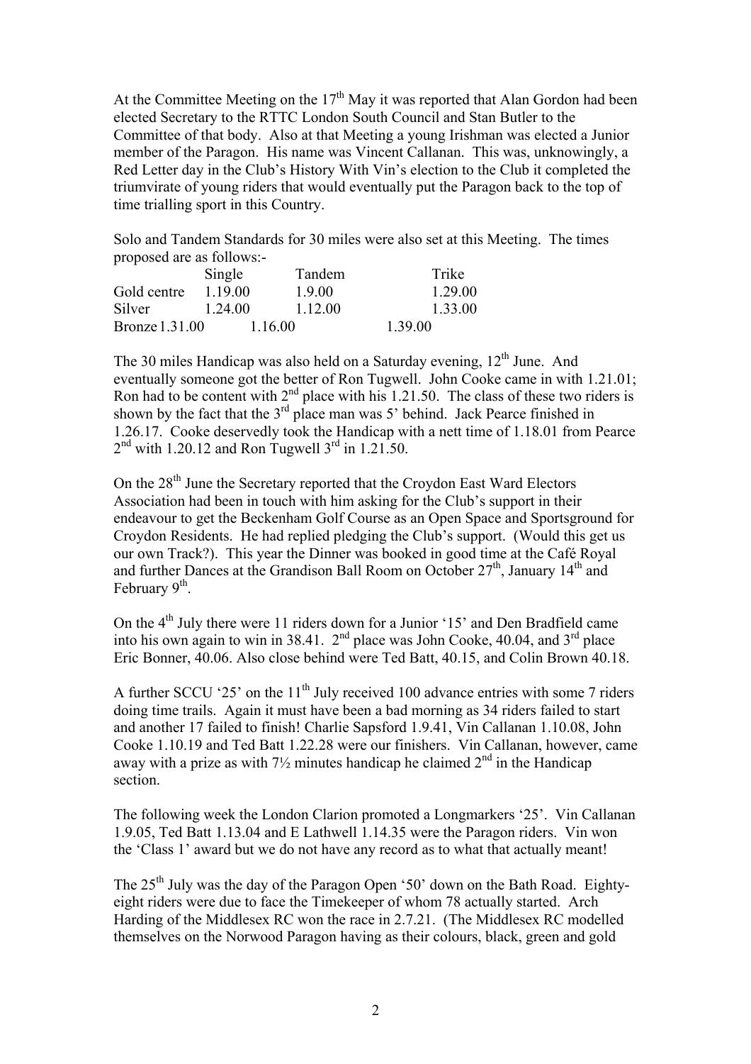At the Committee Meeting on the 17th May it was reported that Alan Gordon had been elected Secretary to the RTTC London South Council and Stan Butler to the Committee of that body. Also at that Meeting a young Irishman was elected a Junior member of the Paragon. His name was Vincent Callanan. This was, unknowingly, a Red Letter day in the Club's History With Vin's election to the Club it completed the triumvirate of young riders that would eventually put the Paragon back to the top of time trialling sport in this Country.

Solo and Tandem Standards for 30 miles were also set at this Meeting. The times proposed are as follows:-

| | Single | Tandem | Trike |
|---|---|---|---|
| Gold centre | 1.19.00 | 1.9.00 | 1.29.00 |
| Silver | 1.24.00 | 1.12.00 | 1.33.00 |
| Bronze | 1.31.00 | 1.16.00 | 1.39.00 |

The 30 miles Handicap was also held on a Saturday evening, 12th June. And eventually someone got the better of Ron Tugwell. John Cooke came in with 1.21.01; Ron had to be content with 2nd place with his 1.21.50. The class of these two riders is shown by the fact that the 3rd place man was 5' behind. Jack Pearce finished in 1.26.17. Cooke deservedly took the Handicap with a nett time of 1.18.01 from Pearce 2nd with 1.20.12 and Ron Tugwell 3rd in 1.21.50.

On the 28th June the Secretary reported that the Croydon East Ward Electors Association had been in touch with him asking for the Club's support in their endeavour to get the Beckenham Golf Course as an Open Space and Sportsground for Croydon Residents. He had replied pledging the Club's support. (Would this get us our own Track?). This year the Dinner was booked in good time at the Café Royal and further Dances at the Grandison Ball Room on October 27th, January 14th and February 9th.

On the 4th July there were 11 riders down for a Junior '15' and Den Bradfield came into his own again to win in 38.41. 2nd place was John Cooke, 40.04, and 3rd place Eric Bonner, 40.06. Also close behind were Ted Batt, 40.15, and Colin Brown 40.18.

A further SCCU '25' on the 11th July received 100 advance entries with some 7 riders doing time trails. Again it must have been a bad morning as 34 riders failed to start and another 17 failed to finish! Charlie Sapsford 1.9.41, Vin Callanan 1.10.08, John Cooke 1.10.19 and Ted Batt 1.22.28 were our finishers. Vin Callanan, however, came away with a prize as with 7½ minutes handicap he claimed 2nd in the Handicap section.

The following week the London Clarion promoted a Longmarkers '25'. Vin Callanan 1.9.05, Ted Batt 1.13.04 and E Lathwell 1.14.35 were the Paragon riders. Vin won the 'Class 1' award but we do not have any record as to what that actually meant!

The 25th July was the day of the Paragon Open '50' down on the Bath Road. Eighty-eight riders were due to face the Timekeeper of whom 78 actually started. Arch Harding of the Middlesex RC won the race in 2.7.21. (The Middlesex RC modelled themselves on the Norwood Paragon having as their colours, black, green and gold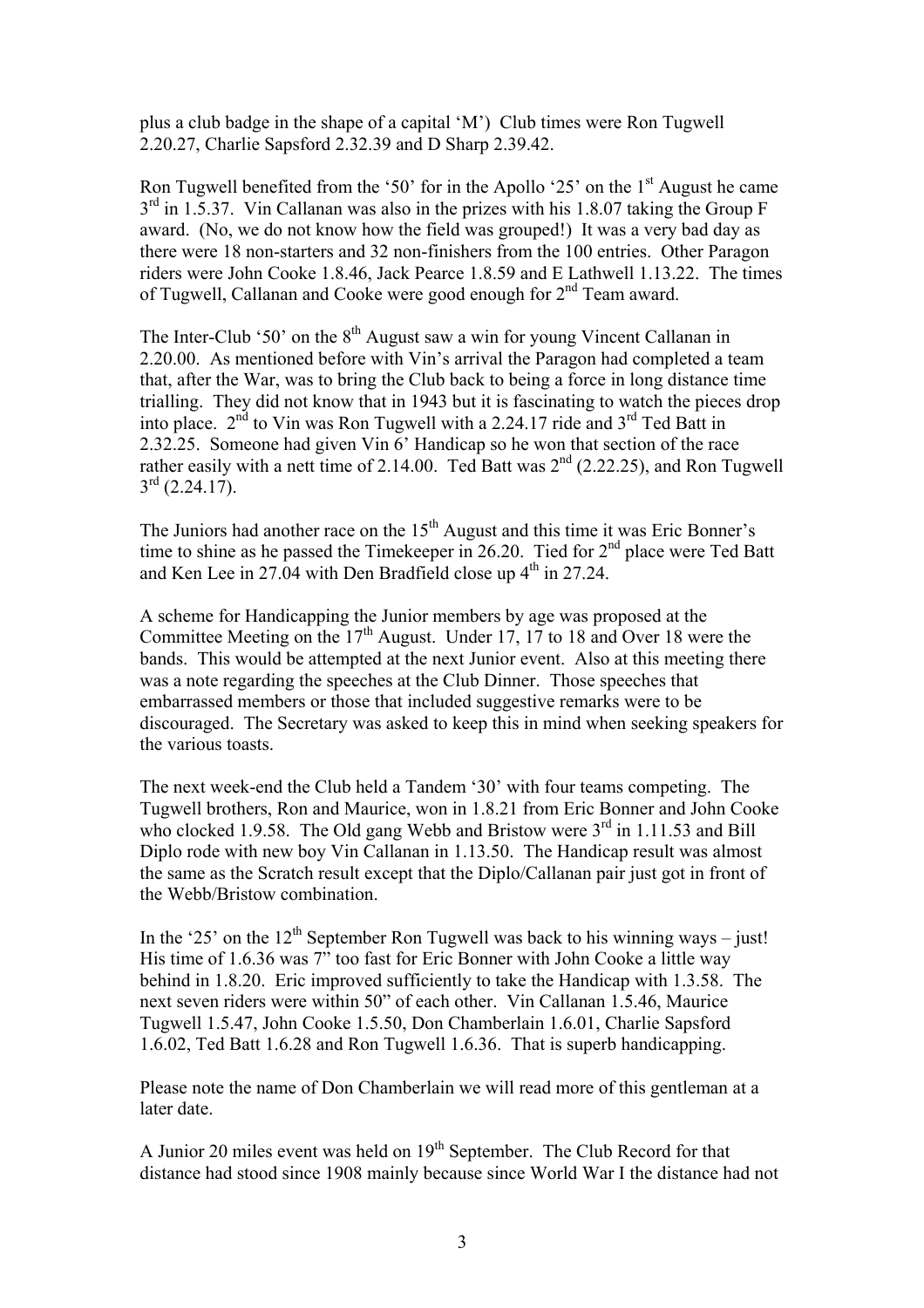plus a club badge in the shape of a capital 'M') Club times were Ron Tugwell 2.20.27, Charlie Sapsford 2.32.39 and D Sharp 2.39.42.

Ron Tugwell benefited from the '50' for in the Apollo '25' on the 1st August he came 3rd in 1.5.37. Vin Callanan was also in the prizes with his 1.8.07 taking the Group F award. (No, we do not know how the field was grouped!) It was a very bad day as there were 18 non-starters and 32 non-finishers from the 100 entries. Other Paragon riders were John Cooke 1.8.46, Jack Pearce 1.8.59 and E Lathwell 1.13.22. The times of Tugwell, Callanan and Cooke were good enough for 2nd Team award.

The Inter-Club '50' on the 8th August saw a win for young Vincent Callanan in 2.20.00. As mentioned before with Vin's arrival the Paragon had completed a team that, after the War, was to bring the Club back to being a force in long distance time trialling. They did not know that in 1943 but it is fascinating to watch the pieces drop into place. 2nd to Vin was Ron Tugwell with a 2.24.17 ride and 3rd Ted Batt in 2.32.25. Someone had given Vin 6' Handicap so he won that section of the race rather easily with a nett time of 2.14.00. Ted Batt was 2nd (2.22.25), and Ron Tugwell 3rd (2.24.17).

The Juniors had another race on the 15th August and this time it was Eric Bonner's time to shine as he passed the Timekeeper in 26.20. Tied for 2nd place were Ted Batt and Ken Lee in 27.04 with Den Bradfield close up 4th in 27.24.

A scheme for Handicapping the Junior members by age was proposed at the Committee Meeting on the 17th August. Under 17, 17 to 18 and Over 18 were the bands. This would be attempted at the next Junior event. Also at this meeting there was a note regarding the speeches at the Club Dinner. Those speeches that embarrassed members or those that included suggestive remarks were to be discouraged. The Secretary was asked to keep this in mind when seeking speakers for the various toasts.

The next week-end the Club held a Tandem '30' with four teams competing. The Tugwell brothers, Ron and Maurice, won in 1.8.21 from Eric Bonner and John Cooke who clocked 1.9.58. The Old gang Webb and Bristow were 3rd in 1.11.53 and Bill Diplo rode with new boy Vin Callanan in 1.13.50. The Handicap result was almost the same as the Scratch result except that the Diplo/Callanan pair just got in front of the Webb/Bristow combination.

In the '25' on the 12th September Ron Tugwell was back to his winning ways – just! His time of 1.6.36 was 7" too fast for Eric Bonner with John Cooke a little way behind in 1.8.20. Eric improved sufficiently to take the Handicap with 1.3.58. The next seven riders were within 50" of each other. Vin Callanan 1.5.46, Maurice Tugwell 1.5.47, John Cooke 1.5.50, Don Chamberlain 1.6.01, Charlie Sapsford 1.6.02, Ted Batt 1.6.28 and Ron Tugwell 1.6.36. That is superb handicapping.

Please note the name of Don Chamberlain we will read more of this gentleman at a later date.

A Junior 20 miles event was held on 19th September. The Club Record for that distance had stood since 1908 mainly because since World War I the distance had not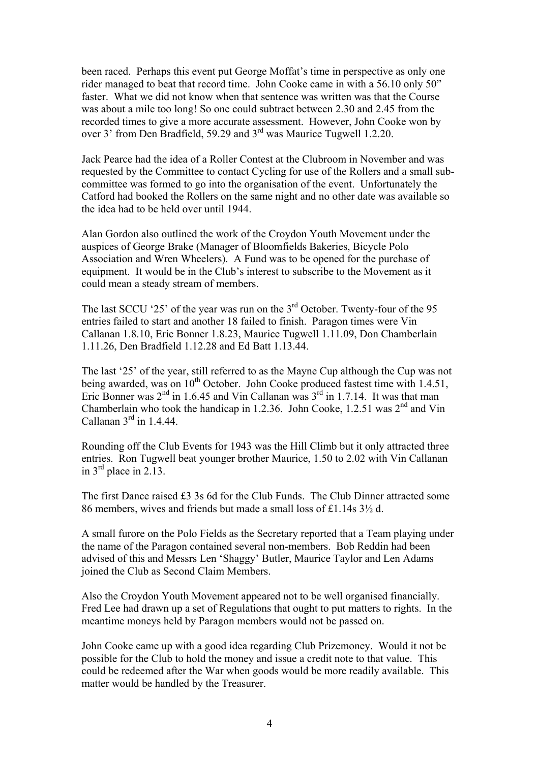been raced. Perhaps this event put George Moffat's time in perspective as only one rider managed to beat that record time. John Cooke came in with a 56.10 only 50" faster. What we did not know when that sentence was written was that the Course was about a mile too long! So one could subtract between 2.30 and 2.45 from the recorded times to give a more accurate assessment. However, John Cooke won by over 3' from Den Bradfield, 59.29 and 3rd was Maurice Tugwell 1.2.20.

Jack Pearce had the idea of a Roller Contest at the Clubroom in November and was requested by the Committee to contact Cycling for use of the Rollers and a small sub-committee was formed to go into the organisation of the event. Unfortunately the Catford had booked the Rollers on the same night and no other date was available so the idea had to be held over until 1944.

Alan Gordon also outlined the work of the Croydon Youth Movement under the auspices of George Brake (Manager of Bloomfields Bakeries, Bicycle Polo Association and Wren Wheelers). A Fund was to be opened for the purchase of equipment. It would be in the Club's interest to subscribe to the Movement as it could mean a steady stream of members.

The last SCCU '25' of the year was run on the 3rd October. Twenty-four of the 95 entries failed to start and another 18 failed to finish. Paragon times were Vin Callanan 1.8.10, Eric Bonner 1.8.23, Maurice Tugwell 1.11.09, Don Chamberlain 1.11.26, Den Bradfield 1.12.28 and Ed Batt 1.13.44.

The last '25' of the year, still referred to as the Mayne Cup although the Cup was not being awarded, was on 10th October. John Cooke produced fastest time with 1.4.51, Eric Bonner was 2nd in 1.6.45 and Vin Callanan was 3rd in 1.7.14. It was that man Chamberlain who took the handicap in 1.2.36. John Cooke, 1.2.51 was 2nd and Vin Callanan 3rd in 1.4.44.

Rounding off the Club Events for 1943 was the Hill Climb but it only attracted three entries. Ron Tugwell beat younger brother Maurice, 1.50 to 2.02 with Vin Callanan in 3rd place in 2.13.

The first Dance raised £3 3s 6d for the Club Funds. The Club Dinner attracted some 86 members, wives and friends but made a small loss of £1.14s 3½ d.

A small furore on the Polo Fields as the Secretary reported that a Team playing under the name of the Paragon contained several non-members. Bob Reddin had been advised of this and Messrs Len 'Shaggy' Butler, Maurice Taylor and Len Adams joined the Club as Second Claim Members.

Also the Croydon Youth Movement appeared not to be well organised financially. Fred Lee had drawn up a set of Regulations that ought to put matters to rights. In the meantime moneys held by Paragon members would not be passed on.

John Cooke came up with a good idea regarding Club Prizemoney. Would it not be possible for the Club to hold the money and issue a credit note to that value. This could be redeemed after the War when goods would be more readily available. This matter would be handled by the Treasurer.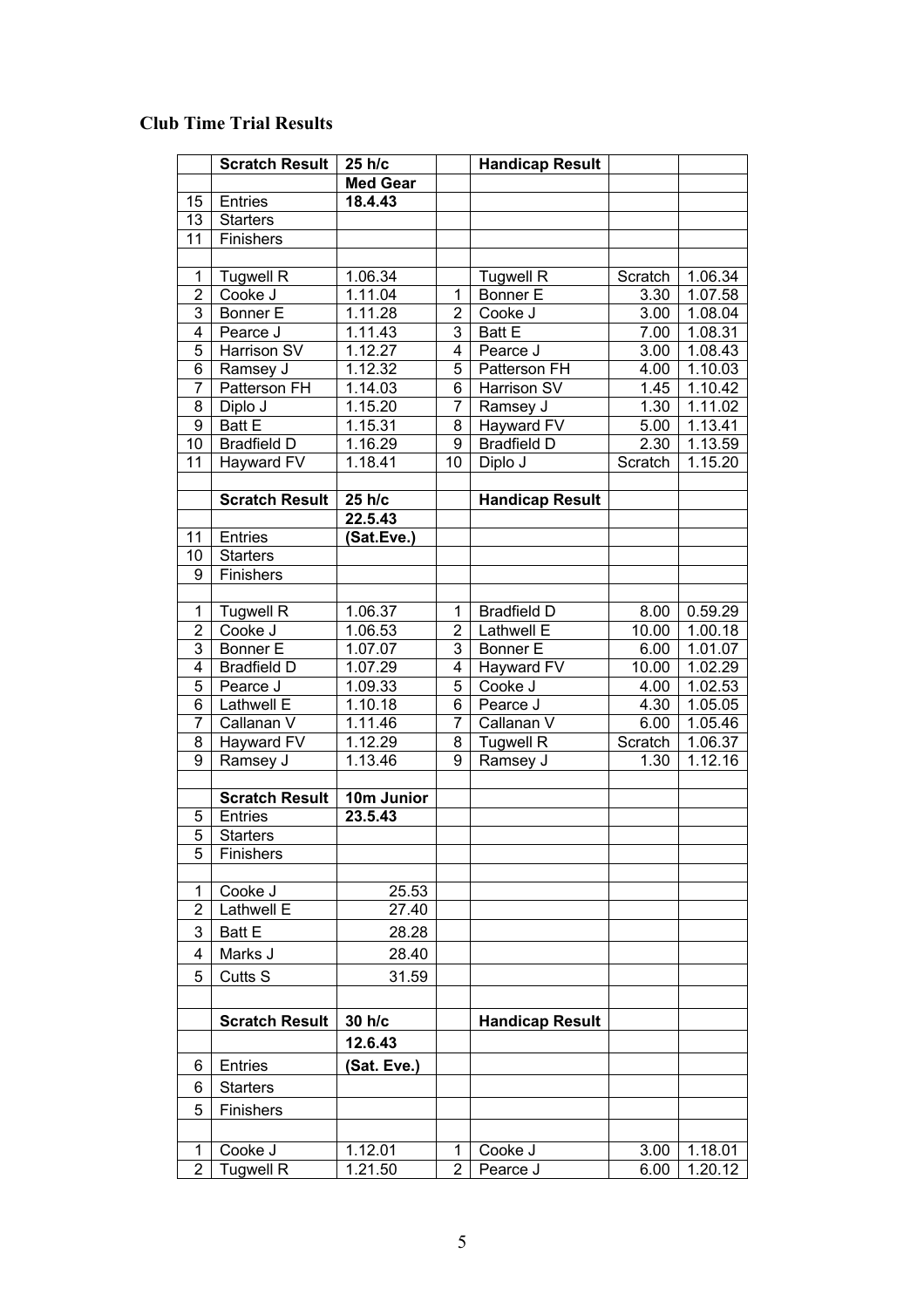# Club Time Trial Results

| | Scratch Result | 25 h/c | | Handicap Result | | |
|---|---|---|---|---|---|---|
| | | **Med Gear** | | | | |
| 15 | Entries | **18.4.43** | | | | |
| 13 | Starters | | | | | |
| 11 | Finishers | | | | | |
| | | | | | | |
| 1 | Tugwell R | 1.06.34 | | Tugwell R | Scratch | 1.06.34 |
| 2 | Cooke J | 1.11.04 | 1 | Bonner E | 3.30 | 1.07.58 |
| 3 | Bonner E | 1.11.28 | 2 | Cooke J | 3.00 | 1.08.04 |
| 4 | Pearce J | 1.11.43 | 3 | Batt E | 7.00 | 1.08.31 |
| 5 | Harrison SV | 1.12.27 | 4 | Pearce J | 3.00 | 1.08.43 |
| 6 | Ramsey J | 1.12.32 | 5 | Patterson FH | 4.00 | 1.10.03 |
| 7 | Patterson FH | 1.14.03 | 6 | Harrison SV | 1.45 | 1.10.42 |
| 8 | Diplo J | 1.15.20 | 7 | Ramsey J | 1.30 | 1.11.02 |
| 9 | Batt E | 1.15.31 | 8 | Hayward FV | 5.00 | 1.13.41 |
| 10 | Bradfield D | 1.16.29 | 9 | Bradfield D | 2.30 | 1.13.59 |
| 11 | Hayward FV | 1.18.41 | 10 | Diplo J | Scratch | 1.15.20 |
| | | | | | | |
| | **Scratch Result** | **25 h/c** | | **Handicap Result** | | |
| | | **22.5.43** | | | | |
| 11 | Entries | **(Sat.Eve.)** | | | | |
| 10 | Starters | | | | | |
| 9 | Finishers | | | | | |
| | | | | | | |
| 1 | Tugwell R | 1.06.37 | 1 | Bradfield D | 8.00 | 0.59.29 |
| 2 | Cooke J | 1.06.53 | 2 | Lathwell E | 10.00 | 1.00.18 |
| 3 | Bonner E | 1.07.07 | 3 | Bonner E | 6.00 | 1.01.07 |
| 4 | Bradfield D | 1.07.29 | 4 | Hayward FV | 10.00 | 1.02.29 |
| 5 | Pearce J | 1.09.33 | 5 | Cooke J | 4.00 | 1.02.53 |
| 6 | Lathwell E | 1.10.18 | 6 | Pearce J | 4.30 | 1.05.05 |
| 7 | Callanan V | 1.11.46 | 7 | Callanan V | 6.00 | 1.05.46 |
| 8 | Hayward FV | 1.12.29 | 8 | Tugwell R | Scratch | 1.06.37 |
| 9 | Ramsey J | 1.13.46 | 9 | Ramsey J | 1.30 | 1.12.16 |
| | | | | | | |
| | **Scratch Result** | **10m Junior** | | | | |
| 5 | Entries | **23.5.43** | | | | |
| 5 | Starters | | | | | |
| 5 | Finishers | | | | | |
| | | | | | | |
| 1 | Cooke J | 25.53 | | | | |
| 2 | Lathwell E | 27.40 | | | | |
| 3 | Batt E | 28.28 | | | | |
| 4 | Marks J | 28.40 | | | | |
| 5 | Cutts S | 31.59 | | | | |
| | | | | | | |
| | **Scratch Result** | **30 h/c** | | **Handicap Result** | | |
| | | **12.6.43** | | | | |
| 6 | Entries | **(Sat. Eve.)** | | | | |
| 6 | Starters | | | | | |
| 5 | Finishers | | | | | |
| | | | | | | |
| 1 | Cooke J | 1.12.01 | 1 | Cooke J | 3.00 | 1.18.01 |
| 2 | Tugwell R | 1.21.50 | 2 | Pearce J | 6.00 | 1.20.12 |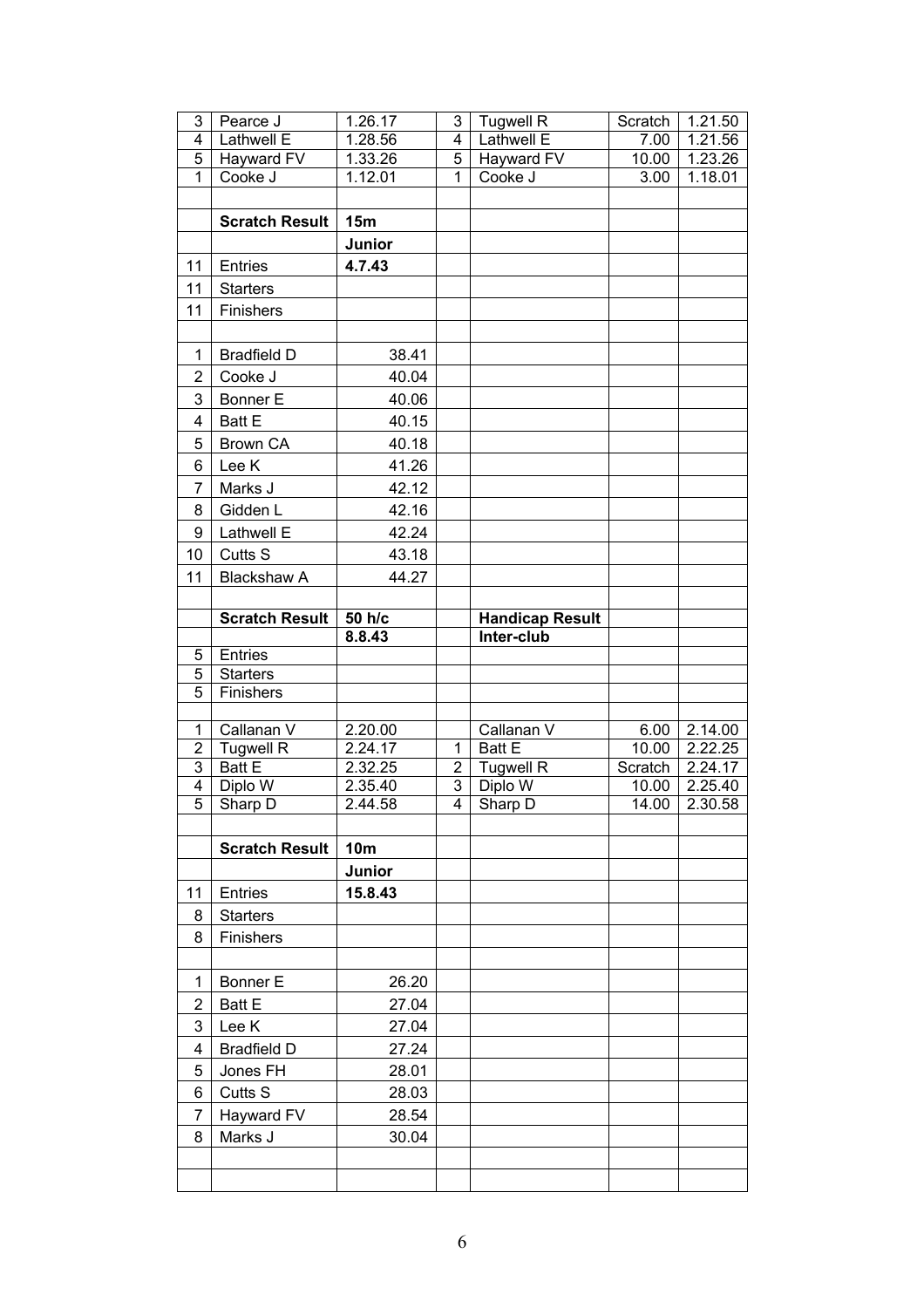| | | | | | | |
|---|---|---|---|---|---|---|
| 3 | Pearce J | 1.26.17 | 3 | Tugwell R | Scratch | 1.21.50 |
| 4 | Lathwell E | 1.28.56 | 4 | Lathwell E | 7.00 | 1.21.56 |
| 5 | Hayward FV | 1.33.26 | 5 | Hayward FV | 10.00 | 1.23.26 |
| 1 | Cooke J | 1.12.01 | 1 | Cooke J | 3.00 | 1.18.01 |
| | | | | | | |
| | **Scratch Result** | **15m** | | | | |
| | | **Junior** | | | | |
| 11 | Entries | **4.7.43** | | | | |
| 11 | Starters | | | | | |
| 11 | Finishers | | | | | |
| | | | | | | |
| 1 | Bradfield D | 38.41 | | | | |
| 2 | Cooke J | 40.04 | | | | |
| 3 | Bonner E | 40.06 | | | | |
| 4 | Batt E | 40.15 | | | | |
| 5 | Brown CA | 40.18 | | | | |
| 6 | Lee K | 41.26 | | | | |
| 7 | Marks J | 42.12 | | | | |
| 8 | Gidden L | 42.16 | | | | |
| 9 | Lathwell E | 42.24 | | | | |
| 10 | Cutts S | 43.18 | | | | |
| 11 | Blackshaw A | 44.27 | | | | |
| | | | | | | |
| | **Scratch Result** | **50 h/c** | | **Handicap Result** | | |
| | | **8.8.43** | | **Inter-club** | | |
| 5 | Entries | | | | | |
| 5 | Starters | | | | | |
| 5 | Finishers | | | | | |
| | | | | | | |
| 1 | Callanan V | 2.20.00 | | Callanan V | 6.00 | 2.14.00 |
| 2 | Tugwell R | 2.24.17 | 1 | Batt E | 10.00 | 2.22.25 |
| 3 | Batt E | 2.32.25 | 2 | Tugwell R | Scratch | 2.24.17 |
| 4 | Diplo W | 2.35.40 | 3 | Diplo W | 10.00 | 2.25.40 |
| 5 | Sharp D | 2.44.58 | 4 | Sharp D | 14.00 | 2.30.58 |
| | | | | | | |
| | **Scratch Result** | **10m** | | | | |
| | | **Junior** | | | | |
| 11 | Entries | **15.8.43** | | | | |
| 8 | Starters | | | | | |
| 8 | Finishers | | | | | |
| | | | | | | |
| 1 | Bonner E | 26.20 | | | | |
| 2 | Batt E | 27.04 | | | | |
| 3 | Lee K | 27.04 | | | | |
| 4 | Bradfield D | 27.24 | | | | |
| 5 | Jones FH | 28.01 | | | | |
| 6 | Cutts S | 28.03 | | | | |
| 7 | Hayward FV | 28.54 | | | | |
| 8 | Marks J | 30.04 | | | | |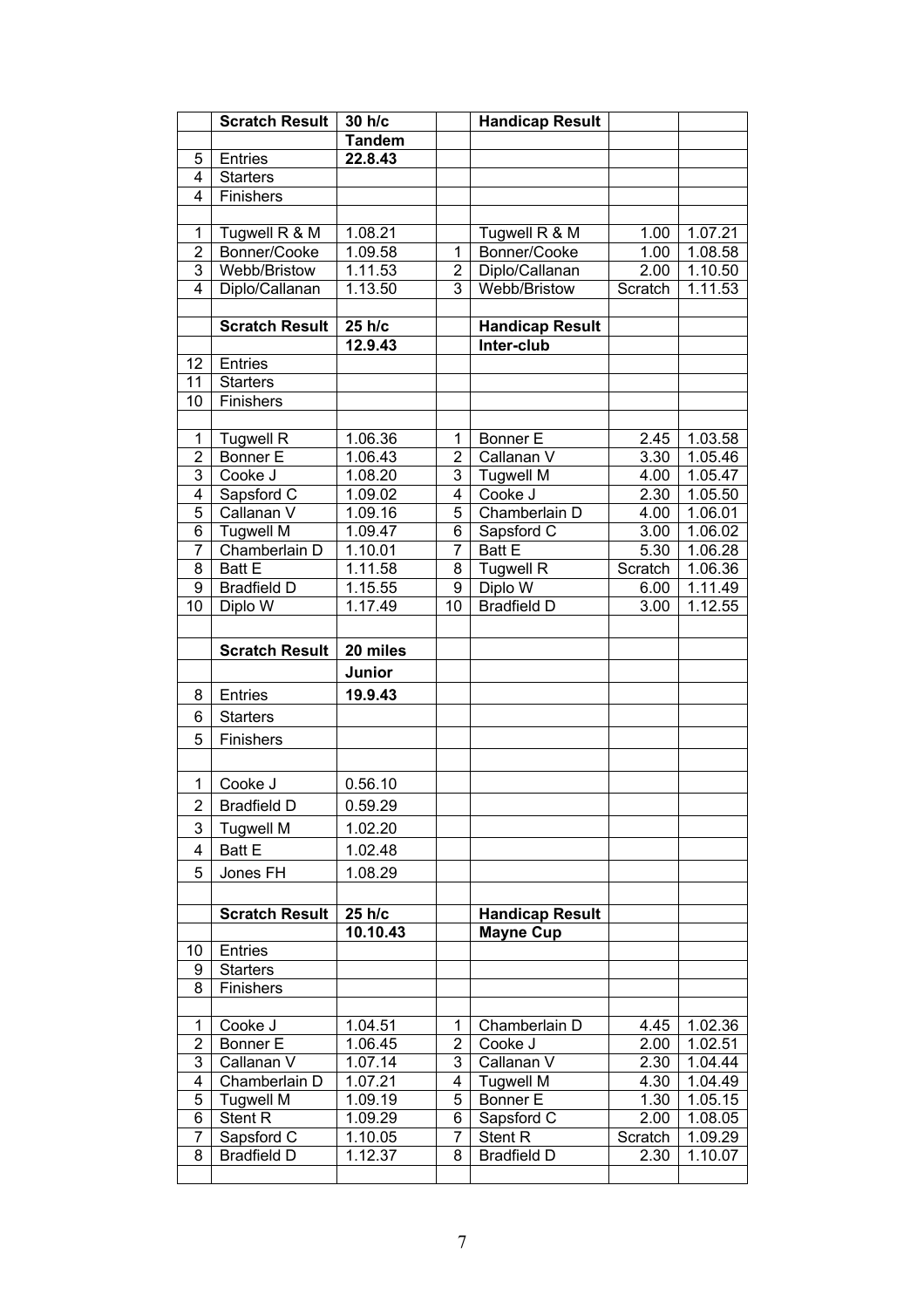| | Scratch Result | 30 h/c | | Handicap Result | | |
|---|---|---|---|---|---|---|
| | | **Tandem** | | | | |
| 5 | Entries | **22.8.43** | | | | |
| 4 | Starters | | | | | |
| 4 | Finishers | | | | | |
| | | | | | | |
| 1 | Tugwell R & M | 1.08.21 | | Tugwell R & M | 1.00 | 1.07.21 |
| 2 | Bonner/Cooke | 1.09.58 | 1 | Bonner/Cooke | 1.00 | 1.08.58 |
| 3 | Webb/Bristow | 1.11.53 | 2 | Diplo/Callanan | 2.00 | 1.10.50 |
| 4 | Diplo/Callanan | 1.13.50 | 3 | Webb/Bristow | Scratch | 1.11.53 |
| | | | | | | |
| | **Scratch Result** | **25 h/c** | | **Handicap Result** | | |
| | | **12.9.43** | | **Inter-club** | | |
| 12 | Entries | | | | | |
| 11 | Starters | | | | | |
| 10 | Finishers | | | | | |
| | | | | | | |
| 1 | Tugwell R | 1.06.36 | 1 | Bonner E | 2.45 | 1.03.58 |
| 2 | Bonner E | 1.06.43 | 2 | Callanan V | 3.30 | 1.05.46 |
| 3 | Cooke J | 1.08.20 | 3 | Tugwell M | 4.00 | 1.05.47 |
| 4 | Sapsford C | 1.09.02 | 4 | Cooke J | 2.30 | 1.05.50 |
| 5 | Callanan V | 1.09.16 | 5 | Chamberlain D | 4.00 | 1.06.01 |
| 6 | Tugwell M | 1.09.47 | 6 | Sapsford C | 3.00 | 1.06.02 |
| 7 | Chamberlain D | 1.10.01 | 7 | Batt E | 5.30 | 1.06.28 |
| 8 | Batt E | 1.11.58 | 8 | Tugwell R | Scratch | 1.06.36 |
| 9 | Bradfield D | 1.15.55 | 9 | Diplo W | 6.00 | 1.11.49 |
| 10 | Diplo W | 1.17.49 | 10 | Bradfield D | 3.00 | 1.12.55 |
| | | | | | | |
| | **Scratch Result** | **20 miles** | | | | |
| | | **Junior** | | | | |
| 8 | Entries | **19.9.43** | | | | |
| 6 | Starters | | | | | |
| 5 | Finishers | | | | | |
| | | | | | | |
| 1 | Cooke J | 0.56.10 | | | | |
| 2 | Bradfield D | 0.59.29 | | | | |
| 3 | Tugwell M | 1.02.20 | | | | |
| 4 | Batt E | 1.02.48 | | | | |
| 5 | Jones FH | 1.08.29 | | | | |
| | | | | | | |
| | **Scratch Result** | **25 h/c** | | **Handicap Result** | | |
| | | **10.10.43** | | **Mayne Cup** | | |
| 10 | Entries | | | | | |
| 9 | Starters | | | | | |
| 8 | Finishers | | | | | |
| | | | | | | |
| 1 | Cooke J | 1.04.51 | 1 | Chamberlain D | 4.45 | 1.02.36 |
| 2 | Bonner E | 1.06.45 | 2 | Cooke J | 2.00 | 1.02.51 |
| 3 | Callanan V | 1.07.14 | 3 | Callanan V | 2.30 | 1.04.44 |
| 4 | Chamberlain D | 1.07.21 | 4 | Tugwell M | 4.30 | 1.04.49 |
| 5 | Tugwell M | 1.09.19 | 5 | Bonner E | 1.30 | 1.05.15 |
| 6 | Stent R | 1.09.29 | 6 | Sapsford C | 2.00 | 1.08.05 |
| 7 | Sapsford C | 1.10.05 | 7 | Stent R | Scratch | 1.09.29 |
| 8 | Bradfield D | 1.12.37 | 8 | Bradfield D | 2.30 | 1.10.07 |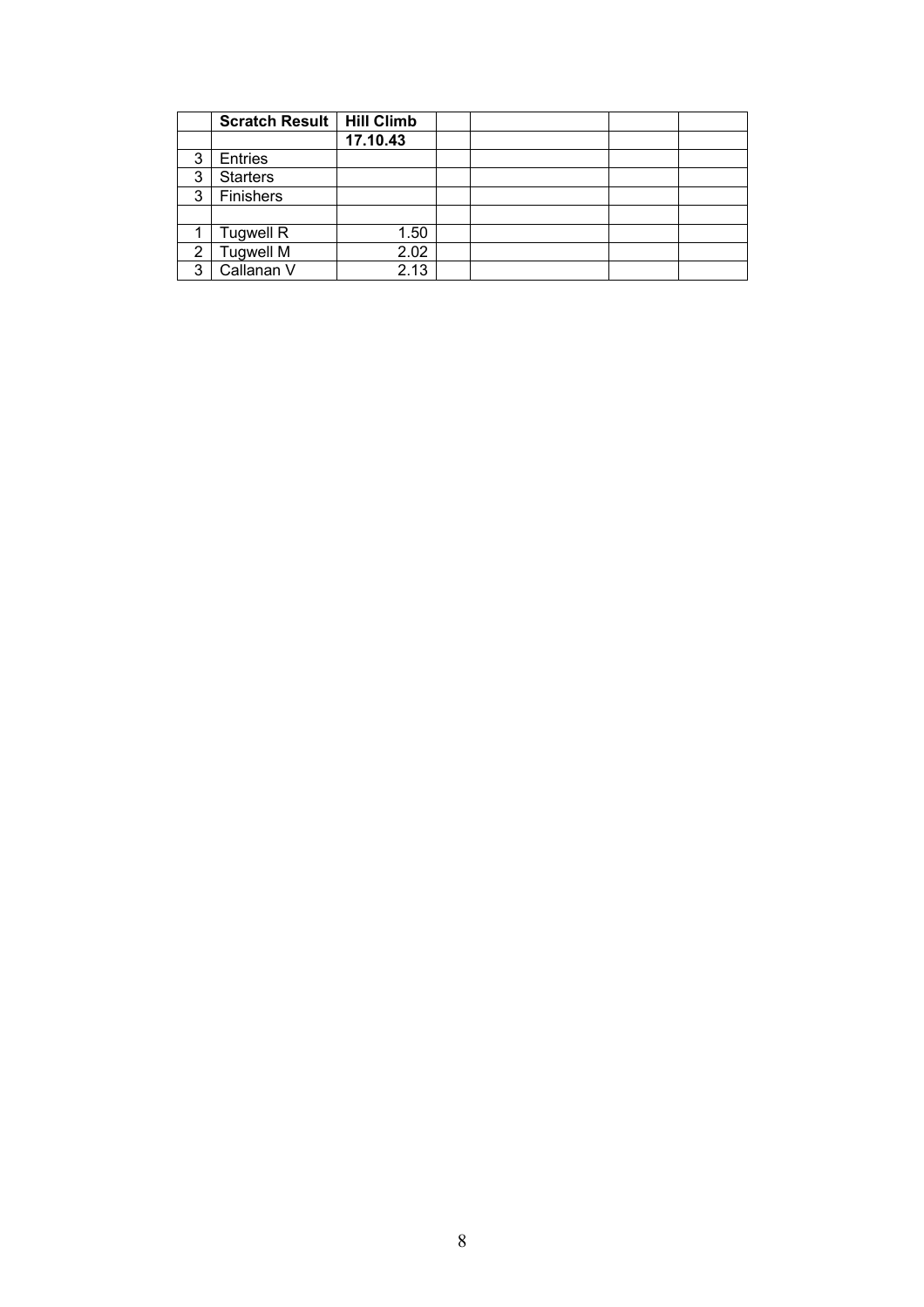| | Scratch Result | Hill Climb | | | | |
|---|---|---|---|---|---|---|
| | | **17.10.43** | | | | |
| 3 | Entries | | | | | |
| 3 | Starters | | | | | |
| 3 | Finishers | | | | | |
| | | | | | | |
| 1 | Tugwell R | 1.50 | | | | |
| 2 | Tugwell M | 2.02 | | | | |
| 3 | Callanan V | 2.13 | | | | |